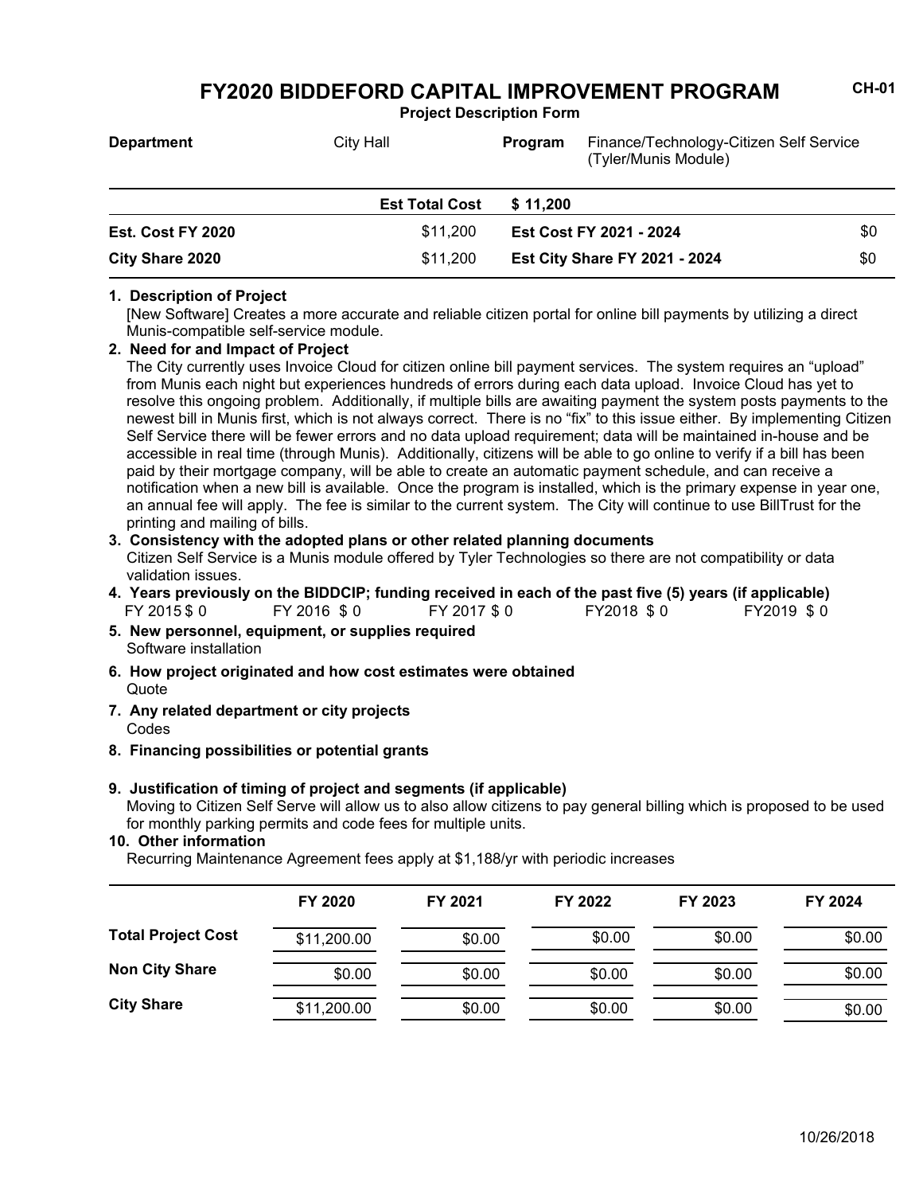# FY2020 BIDDEFORD CAPITAL IMPROVEMENT PROGRAM

CH-01

**Project Description Form**

| **Department** | City Hall | **Program** | Finance/Technology-Citizen Self Service (Tyler/Munis Module) |
|---|---|---|---|

| | **Est Total Cost** | **$ 11,200** | |
|---|---|---|---|
| **Est. Cost FY 2020** | $11,200 | **Est Cost FY 2021 - 2024** | $0 |
| **City Share 2020** | $11,200 | **Est City Share FY 2021 - 2024** | $0 |

**1. Description of Project**

[New Software] Creates a more accurate and reliable citizen portal for online bill payments by utilizing a direct Munis-compatible self-service module.

**2. Need for and Impact of Project**

The City currently uses Invoice Cloud for citizen online bill payment services. The system requires an "upload" from Munis each night but experiences hundreds of errors during each data upload. Invoice Cloud has yet to resolve this ongoing problem. Additionally, if multiple bills are awaiting payment the system posts payments to the newest bill in Munis first, which is not always correct. There is no "fix" to this issue either. By implementing Citizen Self Service there will be fewer errors and no data upload requirement; data will be maintained in-house and be accessible in real time (through Munis). Additionally, citizens will be able to go online to verify if a bill has been paid by their mortgage company, will be able to create an automatic payment schedule, and can receive a notification when a new bill is available. Once the program is installed, which is the primary expense in year one, an annual fee will apply. The fee is similar to the current system. The City will continue to use BillTrust for the printing and mailing of bills.

**3. Consistency with the adopted plans or other related planning documents**

Citizen Self Service is a Munis module offered by Tyler Technologies so there are not compatibility or data validation issues.

**4. Years previously on the BIDDCIP; funding received in each of the past five (5) years (if applicable)**

FY 2015 $ 0 FY 2016 $ 0 FY 2017 $ 0 FY2018 $ 0 FY2019 $ 0

**5. New personnel, equipment, or supplies required**

Software installation

**6. How project originated and how cost estimates were obtained**

Quote

**7. Any related department or city projects**

Codes

**8. Financing possibilities or potential grants**

**9. Justification of timing of project and segments (if applicable)**

Moving to Citizen Self Serve will allow us to also allow citizens to pay general billing which is proposed to be used for monthly parking permits and code fees for multiple units.

**10. Other information**

Recurring Maintenance Agreement fees apply at $1,188/yr with periodic increases

| | FY 2020 | FY 2021 | FY 2022 | FY 2023 | FY 2024 |
|---|---|---|---|---|---|
| **Total Project Cost** | $11,200.00 | $0.00 | $0.00 | $0.00 | $0.00 |
| **Non City Share** | $0.00 | $0.00 | $0.00 | $0.00 | $0.00 |
| **City Share** | $11,200.00 | $0.00 | $0.00 | $0.00 | $0.00 |

10/26/2018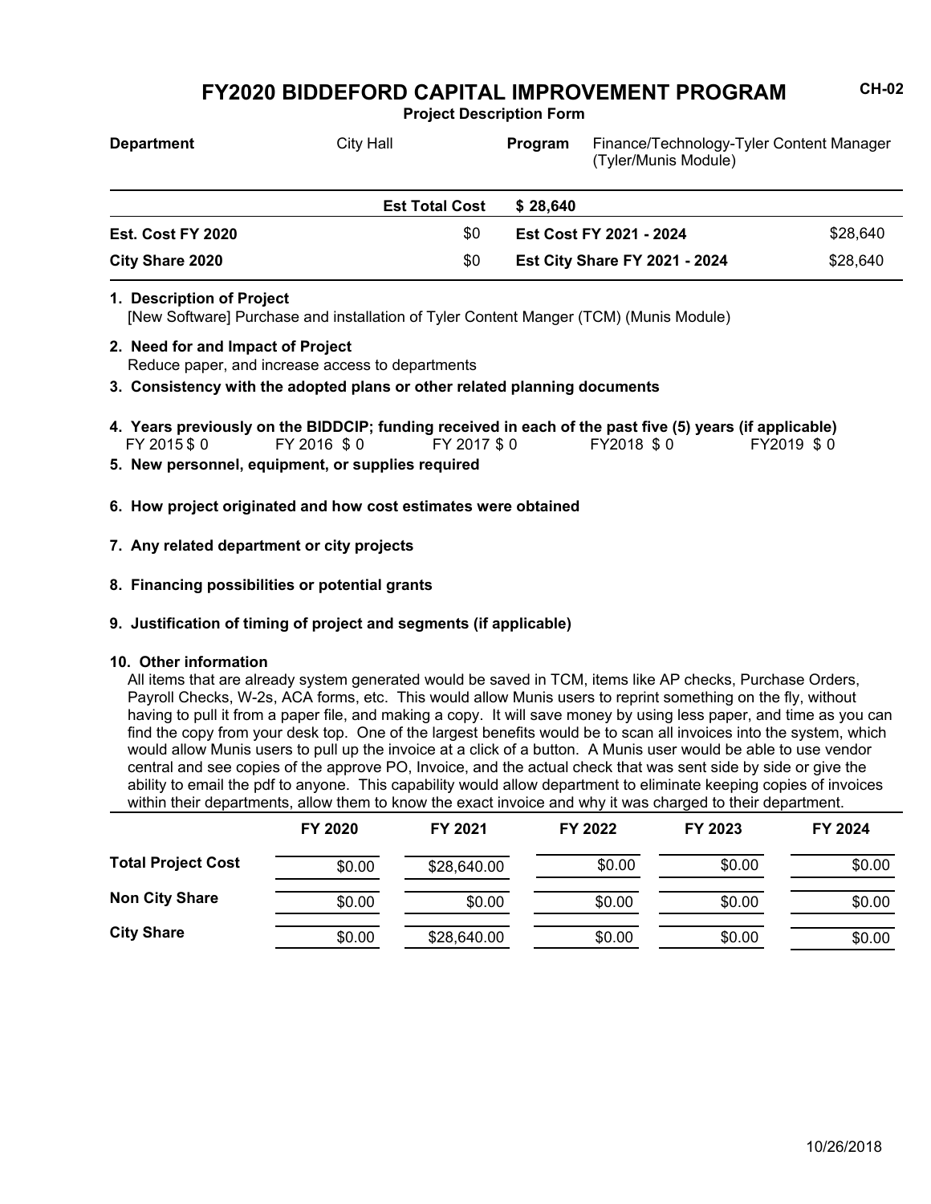# FY2020 BIDDEFORD CAPITAL IMPROVEMENT PROGRAM

**Project Description Form**

CH-02

| **Department** | City Hall | **Program** | Finance/Technology-Tyler Content Manager (Tyler/Munis Module) |
|---|---|---|---|

| | **Est Total Cost** | **$ 28,640** | |
|---|---|---|---|
| **Est. Cost FY 2020** | $0 | **Est Cost FY 2021 - 2024** | $28,640 |
| **City Share 2020** | $0 | **Est City Share FY 2021 - 2024** | $28,640 |

**1. Description of Project**

[New Software] Purchase and installation of Tyler Content Manger (TCM) (Munis Module)

**2. Need for and Impact of Project**

Reduce paper, and increase access to departments

**3. Consistency with the adopted plans or other related planning documents**

**4. Years previously on the BIDDCIP; funding received in each of the past five (5) years (if applicable)**

FY 2015 $ 0 FY 2016 $ 0 FY 2017 $ 0 FY2018 $ 0 FY2019 $ 0

**5. New personnel, equipment, or supplies required**

**6. How project originated and how cost estimates were obtained**

**7. Any related department or city projects**

**8. Financing possibilities or potential grants**

**9. Justification of timing of project and segments (if applicable)**

**10. Other information**

All items that are already system generated would be saved in TCM, items like AP checks, Purchase Orders, Payroll Checks, W-2s, ACA forms, etc. This would allow Munis users to reprint something on the fly, without having to pull it from a paper file, and making a copy. It will save money by using less paper, and time as you can find the copy from your desk top. One of the largest benefits would be to scan all invoices into the system, which would allow Munis users to pull up the invoice at a click of a button. A Munis user would be able to use vendor central and see copies of the approve PO, Invoice, and the actual check that was sent side by side or give the ability to email the pdf to anyone. This capability would allow department to eliminate keeping copies of invoices within their departments, allow them to know the exact invoice and why it was charged to their department.

| | FY 2020 | FY 2021 | FY 2022 | FY 2023 | FY 2024 |
|---|---|---|---|---|---|
| **Total Project Cost** | $0.00 | $28,640.00 | $0.00 | $0.00 | $0.00 |
| **Non City Share** | $0.00 | $0.00 | $0.00 | $0.00 | $0.00 |
| **City Share** | $0.00 | $28,640.00 | $0.00 | $0.00 | $0.00 |

10/26/2018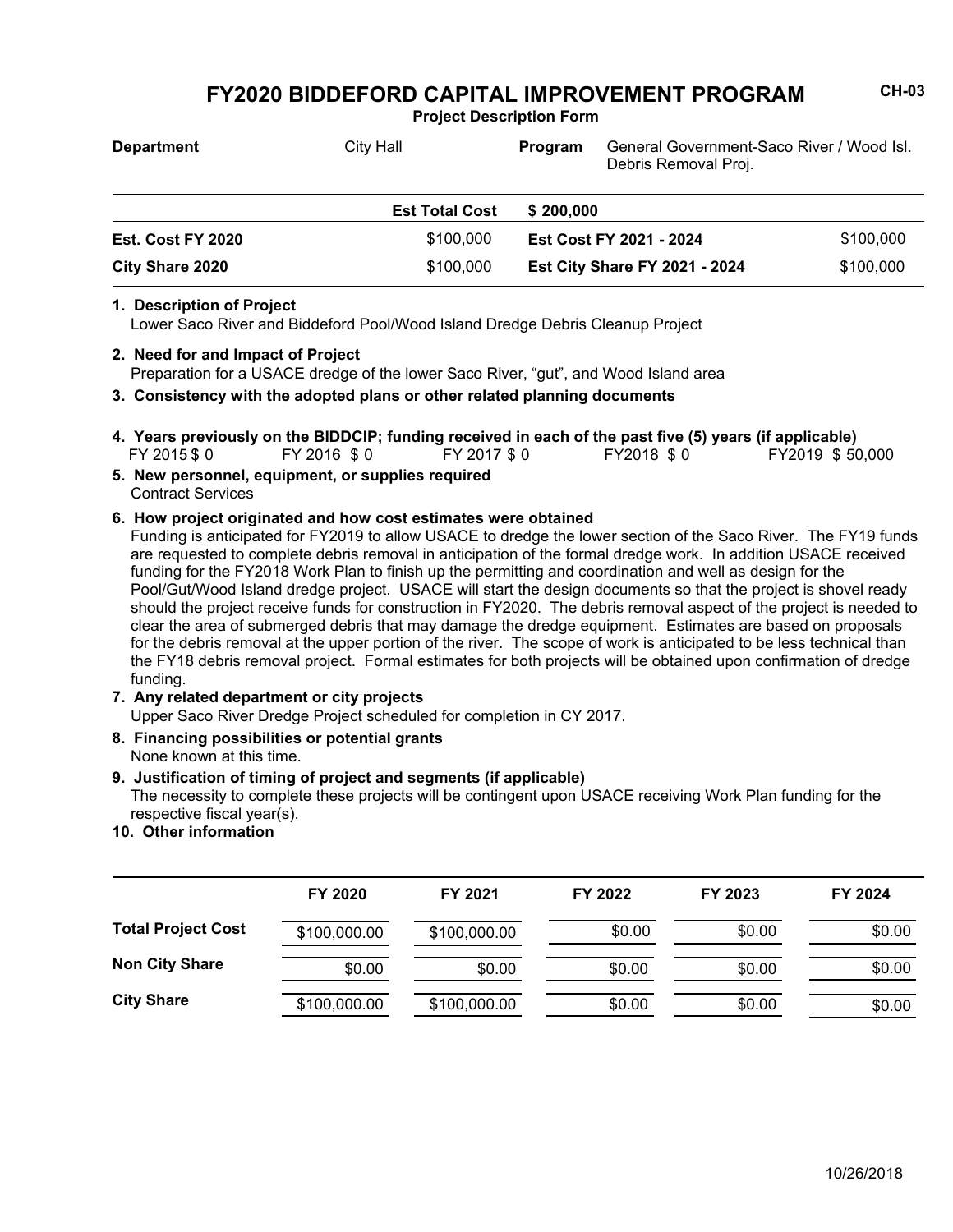# FY2020 BIDDEFORD CAPITAL IMPROVEMENT PROGRAM

CH-03

**Project Description Form**

| **Department** | City Hall | **Program** | General Government-Saco River / Wood Isl. Debris Removal Proj. |
|---|---|---|---|

| | **Est Total Cost** | **$ 200,000** | |
|---|---|---|---|
| **Est. Cost FY 2020** | $100,000 | **Est Cost FY 2021 - 2024** | $100,000 |
| **City Share 2020** | $100,000 | **Est City Share FY 2021 - 2024** | $100,000 |

**1. Description of Project**
Lower Saco River and Biddeford Pool/Wood Island Dredge Debris Cleanup Project

**2. Need for and Impact of Project**
Preparation for a USACE dredge of the lower Saco River, "gut", and Wood Island area

**3. Consistency with the adopted plans or other related planning documents**

**4. Years previously on the BIDDCIP; funding received in each of the past five (5) years (if applicable)**
FY 2015 $ 0 FY 2016 $ 0 FY 2017 $ 0 FY2018 $ 0 FY2019 $ 50,000

**5. New personnel, equipment, or supplies required**
Contract Services

**6. How project originated and how cost estimates were obtained**
Funding is anticipated for FY2019 to allow USACE to dredge the lower section of the Saco River. The FY19 funds are requested to complete debris removal in anticipation of the formal dredge work. In addition USACE received funding for the FY2018 Work Plan to finish up the permitting and coordination and well as design for the Pool/Gut/Wood Island dredge project. USACE will start the design documents so that the project is shovel ready should the project receive funds for construction in FY2020. The debris removal aspect of the project is needed to clear the area of submerged debris that may damage the dredge equipment. Estimates are based on proposals for the debris removal at the upper portion of the river. The scope of work is anticipated to be less technical than the FY18 debris removal project. Formal estimates for both projects will be obtained upon confirmation of dredge funding.

**7. Any related department or city projects**
Upper Saco River Dredge Project scheduled for completion in CY 2017.

**8. Financing possibilities or potential grants**
None known at this time.

**9. Justification of timing of project and segments (if applicable)**
The necessity to complete these projects will be contingent upon USACE receiving Work Plan funding for the respective fiscal year(s).

**10. Other information**

| | FY 2020 | FY 2021 | FY 2022 | FY 2023 | FY 2024 |
|---|---|---|---|---|---|
| **Total Project Cost** | $100,000.00 | $100,000.00 | $0.00 | $0.00 | $0.00 |
| **Non City Share** | $0.00 | $0.00 | $0.00 | $0.00 | $0.00 |
| **City Share** | $100,000.00 | $100,000.00 | $0.00 | $0.00 | $0.00 |

10/26/2018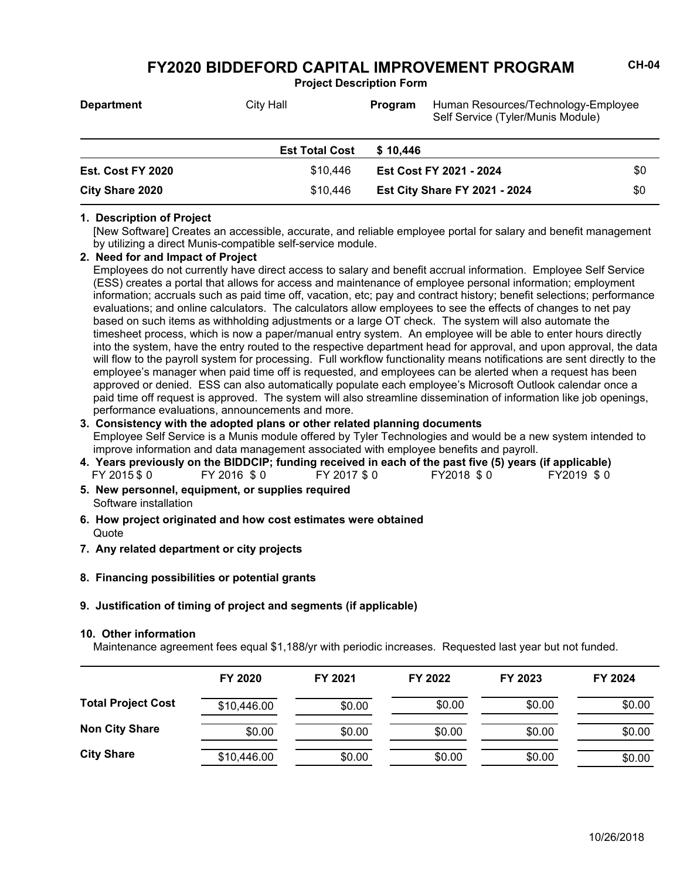# FY2020 BIDDEFORD CAPITAL IMPROVEMENT PROGRAM

CH-04

**Project Description Form**

| **Department** | City Hall | **Program** | Human Resources/Technology-Employee Self Service (Tyler/Munis Module) |
|---|---|---|---|

| | **Est Total Cost** | **$ 10,446** | |
|---|---|---|---|
| **Est. Cost FY 2020** | $10,446 | **Est Cost FY 2021 - 2024** | $0 |
| **City Share 2020** | $10,446 | **Est City Share FY 2021 - 2024** | $0 |

**1. Description of Project**

[New Software] Creates an accessible, accurate, and reliable employee portal for salary and benefit management by utilizing a direct Munis-compatible self-service module.

**2. Need for and Impact of Project**

Employees do not currently have direct access to salary and benefit accrual information. Employee Self Service (ESS) creates a portal that allows for access and maintenance of employee personal information; employment information; accruals such as paid time off, vacation, etc; pay and contract history; benefit selections; performance evaluations; and online calculators. The calculators allow employees to see the effects of changes to net pay based on such items as withholding adjustments or a large OT check. The system will also automate the timesheet process, which is now a paper/manual entry system. An employee will be able to enter hours directly into the system, have the entry routed to the respective department head for approval, and upon approval, the data will flow to the payroll system for processing. Full workflow functionality means notifications are sent directly to the employee's manager when paid time off is requested, and employees can be alerted when a request has been approved or denied. ESS can also automatically populate each employee's Microsoft Outlook calendar once a paid time off request is approved. The system will also streamline dissemination of information like job openings, performance evaluations, announcements and more.

**3. Consistency with the adopted plans or other related planning documents**

Employee Self Service is a Munis module offered by Tyler Technologies and would be a new system intended to improve information and data management associated with employee benefits and payroll.

**4. Years previously on the BIDDCIP; funding received in each of the past five (5) years (if applicable)**

FY 2015 $ 0 FY 2016 $ 0 FY 2017 $ 0 FY2018 $ 0 FY2019 $ 0

**5. New personnel, equipment, or supplies required**

Software installation

**6. How project originated and how cost estimates were obtained**

Quote

**7. Any related department or city projects**

**8. Financing possibilities or potential grants**

**9. Justification of timing of project and segments (if applicable)**

**10. Other information**

Maintenance agreement fees equal $1,188/yr with periodic increases. Requested last year but not funded.

| | FY 2020 | FY 2021 | FY 2022 | FY 2023 | FY 2024 |
|---|---|---|---|---|---|
| **Total Project Cost** | $10,446.00 | $0.00 | $0.00 | $0.00 | $0.00 |
| **Non City Share** | $0.00 | $0.00 | $0.00 | $0.00 | $0.00 |
| **City Share** | $10,446.00 | $0.00 | $0.00 | $0.00 | $0.00 |

10/26/2018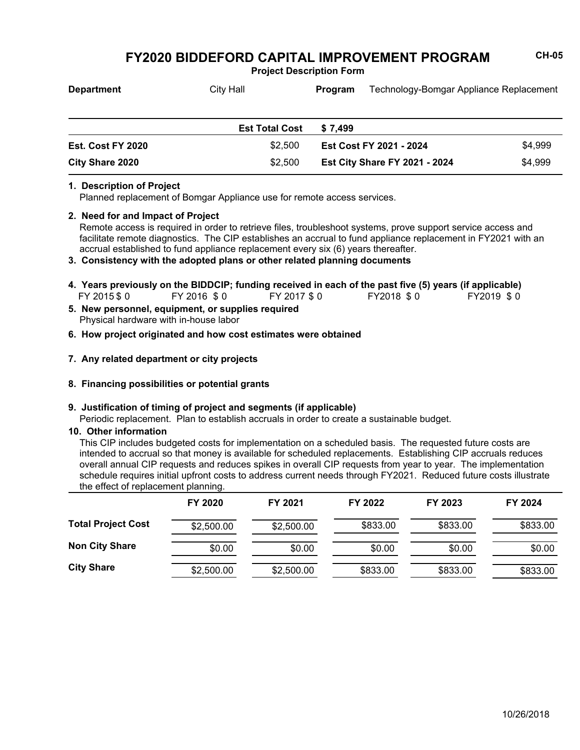# FY2020 BIDDEFORD CAPITAL IMPROVEMENT PROGRAM

CH-05

**Project Description Form**

**Department** City Hall **Program** Technology-Bomgar Appliance Replacement

| | Est Total Cost | $ 7,499 | |
|---|---|---|---|
| **Est. Cost FY 2020** | $2,500 | **Est Cost FY 2021 - 2024** | $4,999 |
| **City Share 2020** | $2,500 | **Est City Share FY 2021 - 2024** | $4,999 |

**1. Description of Project**

Planned replacement of Bomgar Appliance use for remote access services.

**2. Need for and Impact of Project**

Remote access is required in order to retrieve files, troubleshoot systems, prove support service access and facilitate remote diagnostics. The CIP establishes an accrual to fund appliance replacement in FY2021 with an accrual established to fund appliance replacement every six (6) years thereafter.

**3. Consistency with the adopted plans or other related planning documents**

**4. Years previously on the BIDDCIP; funding received in each of the past five (5) years (if applicable)**

FY 2015 $ 0 FY 2016 $ 0 FY 2017 $ 0 FY2018 $ 0 FY2019 $ 0

**5. New personnel, equipment, or supplies required**

Physical hardware with in-house labor

**6. How project originated and how cost estimates were obtained**

**7. Any related department or city projects**

**8. Financing possibilities or potential grants**

**9. Justification of timing of project and segments (if applicable)**

Periodic replacement. Plan to establish accruals in order to create a sustainable budget.

**10. Other information**

This CIP includes budgeted costs for implementation on a scheduled basis. The requested future costs are intended to accrual so that money is available for scheduled replacements. Establishing CIP accruals reduces overall annual CIP requests and reduces spikes in overall CIP requests from year to year. The implementation schedule requires initial upfront costs to address current needs through FY2021. Reduced future costs illustrate the effect of replacement planning.

| | FY 2020 | FY 2021 | FY 2022 | FY 2023 | FY 2024 |
|---|---|---|---|---|---|
| **Total Project Cost** | $2,500.00 | $2,500.00 | $833.00 | $833.00 | $833.00 |
| **Non City Share** | $0.00 | $0.00 | $0.00 | $0.00 | $0.00 |
| **City Share** | $2,500.00 | $2,500.00 | $833.00 | $833.00 | $833.00 |

10/26/2018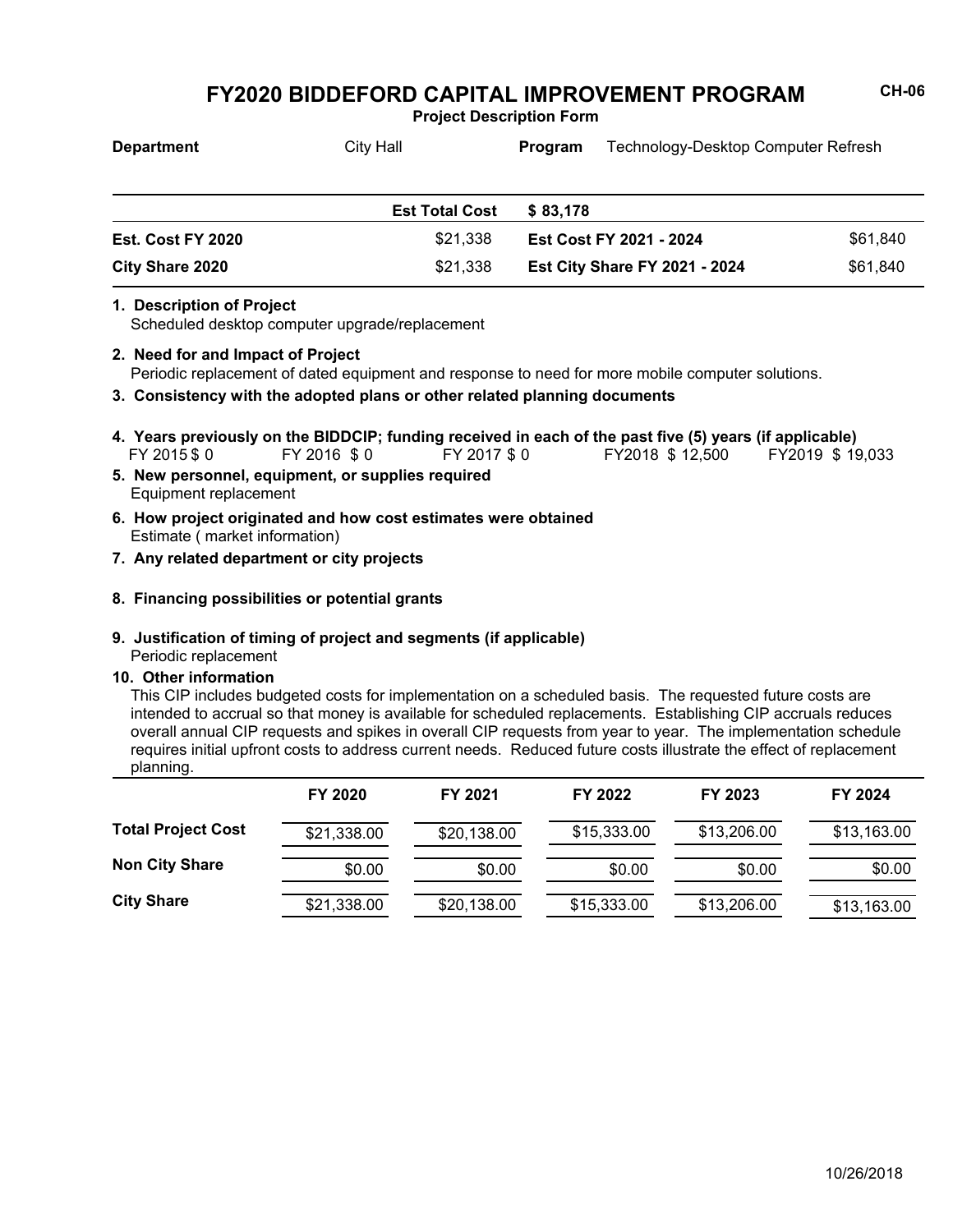# FY2020 BIDDEFORD CAPITAL IMPROVEMENT PROGRAM

CH-06

**Project Description Form**

**Department** City Hall **Program** Technology-Desktop Computer Refresh

| | Est Total Cost | $ 83,178 | |
|---|---|---|---|
| **Est. Cost FY 2020** | $21,338 | **Est Cost FY 2021 - 2024** | $61,840 |
| **City Share 2020** | $21,338 | **Est City Share FY 2021 - 2024** | $61,840 |

**1. Description of Project**
Scheduled desktop computer upgrade/replacement

**2. Need for and Impact of Project**
Periodic replacement of dated equipment and response to need for more mobile computer solutions.

**3. Consistency with the adopted plans or other related planning documents**

**4. Years previously on the BIDDCIP; funding received in each of the past five (5) years (if applicable)**
FY 2015 $ 0 FY 2016 $ 0 FY 2017 $ 0 FY2018 $ 12,500 FY2019 $ 19,033

**5. New personnel, equipment, or supplies required**
Equipment replacement

**6. How project originated and how cost estimates were obtained**
Estimate ( market information)

**7. Any related department or city projects**

**8. Financing possibilities or potential grants**

**9. Justification of timing of project and segments (if applicable)**
Periodic replacement

**10. Other information**
This CIP includes budgeted costs for implementation on a scheduled basis. The requested future costs are intended to accrual so that money is available for scheduled replacements. Establishing CIP accruals reduces overall annual CIP requests and spikes in overall CIP requests from year to year. The implementation schedule requires initial upfront costs to address current needs. Reduced future costs illustrate the effect of replacement planning.

| | FY 2020 | FY 2021 | FY 2022 | FY 2023 | FY 2024 |
|---|---|---|---|---|---|
| **Total Project Cost** | $21,338.00 | $20,138.00 | $15,333.00 | $13,206.00 | $13,163.00 |
| **Non City Share** | $0.00 | $0.00 | $0.00 | $0.00 | $0.00 |
| **City Share** | $21,338.00 | $20,138.00 | $15,333.00 | $13,206.00 | $13,163.00 |

10/26/2018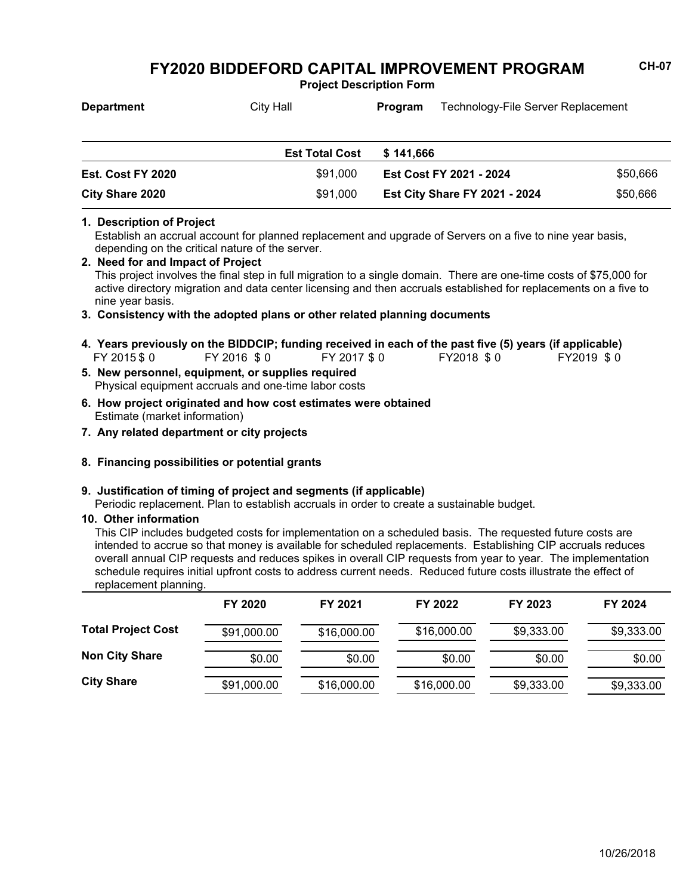# FY2020 BIDDEFORD CAPITAL IMPROVEMENT PROGRAM

CH-07

**Project Description Form**

| **Department** | City Hall | **Program** | Technology-File Server Replacement |
|---|---|---|---|

| | **Est Total Cost** | **$ 141,666** | |
|---|---|---|---|
| **Est. Cost FY 2020** | $91,000 | **Est Cost FY 2021 - 2024** | $50,666 |
| **City Share 2020** | $91,000 | **Est City Share FY 2021 - 2024** | $50,666 |

**1. Description of Project**

Establish an accrual account for planned replacement and upgrade of Servers on a five to nine year basis, depending on the critical nature of the server.

**2. Need for and Impact of Project**

This project involves the final step in full migration to a single domain. There are one-time costs of $75,000 for active directory migration and data center licensing and then accruals established for replacements on a five to nine year basis.

**3. Consistency with the adopted plans or other related planning documents**

**4. Years previously on the BIDDCIP; funding received in each of the past five (5) years (if applicable)**

FY 2015 $ 0 FY 2016 $ 0 FY 2017 $ 0 FY2018 $ 0 FY2019 $ 0

**5. New personnel, equipment, or supplies required**

Physical equipment accruals and one-time labor costs

**6. How project originated and how cost estimates were obtained**

Estimate (market information)

**7. Any related department or city projects**

**8. Financing possibilities or potential grants**

**9. Justification of timing of project and segments (if applicable)**

Periodic replacement. Plan to establish accruals in order to create a sustainable budget.

**10. Other information**

This CIP includes budgeted costs for implementation on a scheduled basis. The requested future costs are intended to accrue so that money is available for scheduled replacements. Establishing CIP accruals reduces overall annual CIP requests and reduces spikes in overall CIP requests from year to year. The implementation schedule requires initial upfront costs to address current needs. Reduced future costs illustrate the effect of replacement planning.

| | FY 2020 | FY 2021 | FY 2022 | FY 2023 | FY 2024 |
|---|---|---|---|---|---|
| **Total Project Cost** | $91,000.00 | $16,000.00 | $16,000.00 | $9,333.00 | $9,333.00 |
| **Non City Share** | $0.00 | $0.00 | $0.00 | $0.00 | $0.00 |
| **City Share** | $91,000.00 | $16,000.00 | $16,000.00 | $9,333.00 | $9,333.00 |

10/26/2018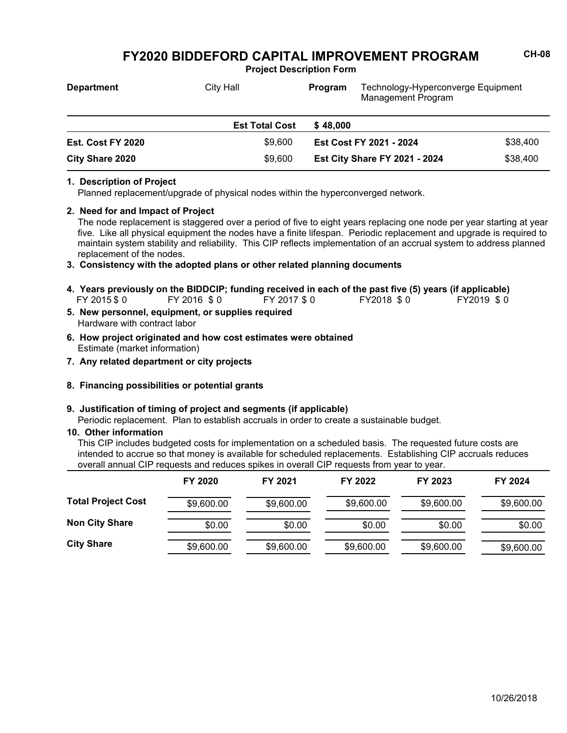# FY2020 BIDDEFORD CAPITAL IMPROVEMENT PROGRAM

CH-08

**Project Description Form**

| **Department** | City Hall | **Program** | Technology-Hyperconverge Equipment Management Program |
|---|---|---|---|

| | **Est Total Cost** | **$ 48,000** | |
|---|---|---|---|
| **Est. Cost FY 2020** | $9,600 | **Est Cost FY 2021 - 2024** | $38,400 |
| **City Share 2020** | $9,600 | **Est City Share FY 2021 - 2024** | $38,400 |

**1. Description of Project**

Planned replacement/upgrade of physical nodes within the hyperconverged network.

**2. Need for and Impact of Project**

The node replacement is staggered over a period of five to eight years replacing one node per year starting at year five. Like all physical equipment the nodes have a finite lifespan. Periodic replacement and upgrade is required to maintain system stability and reliability. This CIP reflects implementation of an accrual system to address planned replacement of the nodes.

**3. Consistency with the adopted plans or other related planning documents**

**4. Years previously on the BIDDCIP; funding received in each of the past five (5) years (if applicable)**

FY 2015 $ 0 FY 2016 $ 0 FY 2017 $ 0 FY2018 $ 0 FY2019 $ 0

**5. New personnel, equipment, or supplies required**

Hardware with contract labor

**6. How project originated and how cost estimates were obtained**

Estimate (market information)

**7. Any related department or city projects**

**8. Financing possibilities or potential grants**

**9. Justification of timing of project and segments (if applicable)**

Periodic replacement. Plan to establish accruals in order to create a sustainable budget.

**10. Other information**

This CIP includes budgeted costs for implementation on a scheduled basis. The requested future costs are intended to accrue so that money is available for scheduled replacements. Establishing CIP accruals reduces overall annual CIP requests and reduces spikes in overall CIP requests from year to year.

| | FY 2020 | FY 2021 | FY 2022 | FY 2023 | FY 2024 |
|---|---|---|---|---|---|
| **Total Project Cost** | $9,600.00 | $9,600.00 | $9,600.00 | $9,600.00 | $9,600.00 |
| **Non City Share** | $0.00 | $0.00 | $0.00 | $0.00 | $0.00 |
| **City Share** | $9,600.00 | $9,600.00 | $9,600.00 | $9,600.00 | $9,600.00 |

10/26/2018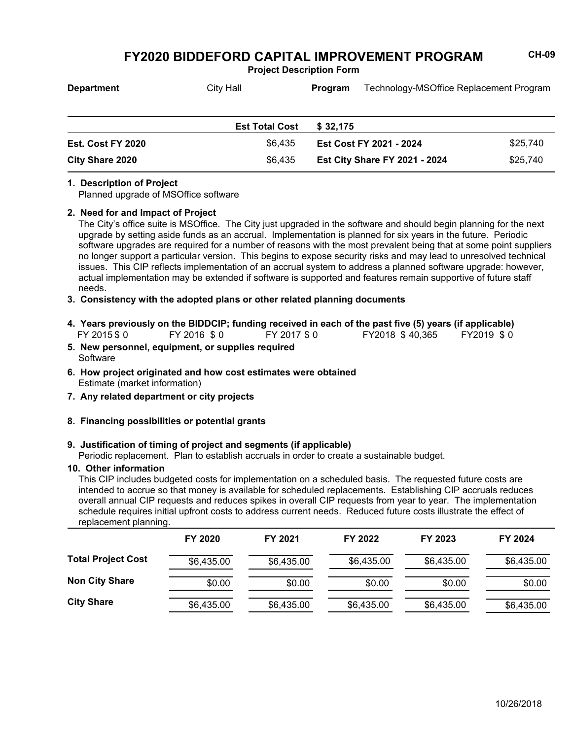CH-09

# FY2020 BIDDEFORD CAPITAL IMPROVEMENT PROGRAM

**Project Description Form**

| | | | |
|---|---|---|---|
| **Department** | City Hall | **Program** | Technology-MSOffice Replacement Program |

| | | | |
|---|---|---|---|
| | **Est Total Cost** | **$ 32,175** | |
| **Est. Cost FY 2020** | $6,435 | **Est Cost FY 2021 - 2024** | $25,740 |
| **City Share 2020** | $6,435 | **Est City Share FY 2021 - 2024** | $25,740 |

**1. Description of Project**

Planned upgrade of MSOffice software

**2. Need for and Impact of Project**

The City's office suite is MSOffice. The City just upgraded in the software and should begin planning for the next upgrade by setting aside funds as an accrual. Implementation is planned for six years in the future. Periodic software upgrades are required for a number of reasons with the most prevalent being that at some point suppliers no longer support a particular version. This begins to expose security risks and may lead to unresolved technical issues. This CIP reflects implementation of an accrual system to address a planned software upgrade: however, actual implementation may be extended if software is supported and features remain supportive of future staff needs.

**3. Consistency with the adopted plans or other related planning documents**

**4. Years previously on the BIDDCIP; funding received in each of the past five (5) years (if applicable)**

FY 2015 $ 0 FY 2016 $ 0 FY 2017 $ 0 FY2018 $ 40,365 FY2019 $ 0

**5. New personnel, equipment, or supplies required**

Software

**6. How project originated and how cost estimates were obtained**

Estimate (market information)

**7. Any related department or city projects**

**8. Financing possibilities or potential grants**

**9. Justification of timing of project and segments (if applicable)**

Periodic replacement. Plan to establish accruals in order to create a sustainable budget.

**10. Other information**

This CIP includes budgeted costs for implementation on a scheduled basis. The requested future costs are intended to accrue so that money is available for scheduled replacements. Establishing CIP accruals reduces overall annual CIP requests and reduces spikes in overall CIP requests from year to year. The implementation schedule requires initial upfront costs to address current needs. Reduced future costs illustrate the effect of replacement planning.

| | FY 2020 | FY 2021 | FY 2022 | FY 2023 | FY 2024 |
|---|---|---|---|---|---|
| **Total Project Cost** | $6,435.00 | $6,435.00 | $6,435.00 | $6,435.00 | $6,435.00 |
| **Non City Share** | $0.00 | $0.00 | $0.00 | $0.00 | $0.00 |
| **City Share** | $6,435.00 | $6,435.00 | $6,435.00 | $6,435.00 | $6,435.00 |

10/26/2018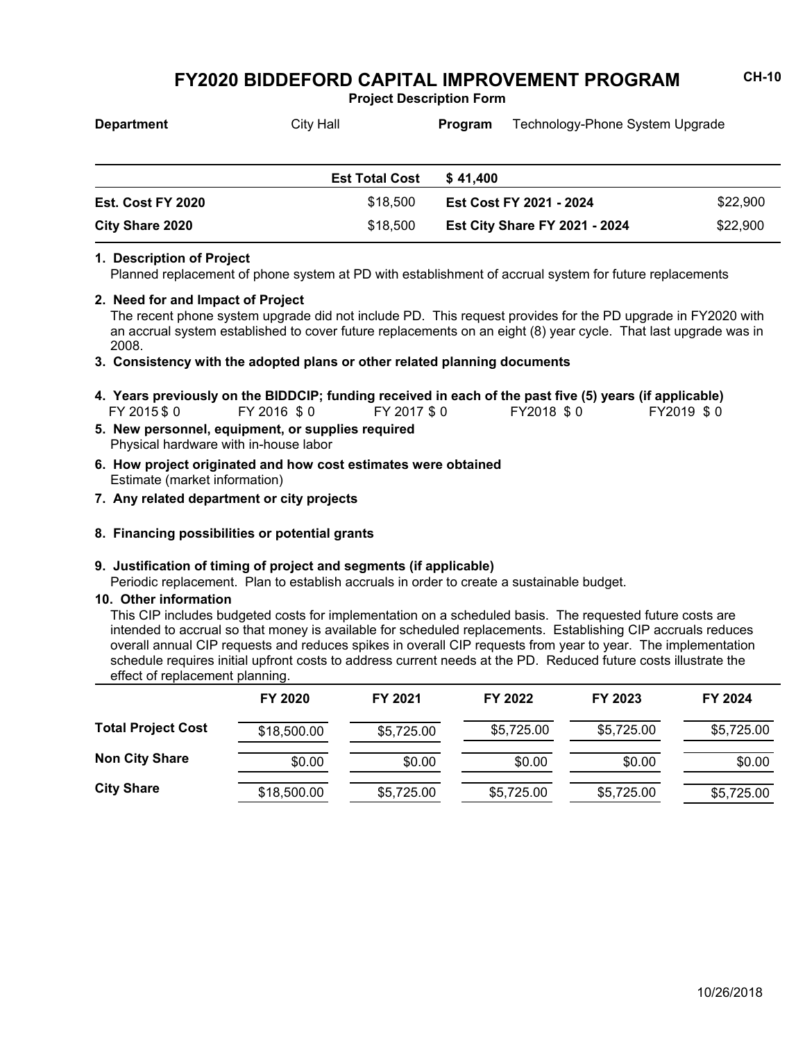# FY2020 BIDDEFORD CAPITAL IMPROVEMENT PROGRAM

**Project Description Form**

CH-10

**Department** City Hall **Program** Technology-Phone System Upgrade

| | Est Total Cost | $ 41,400 | |
|---|---|---|---|
| **Est. Cost FY 2020** | $18,500 | **Est Cost FY 2021 - 2024** | $22,900 |
| **City Share 2020** | $18,500 | **Est City Share FY 2021 - 2024** | $22,900 |

**1. Description of Project**

Planned replacement of phone system at PD with establishment of accrual system for future replacements

**2. Need for and Impact of Project**

The recent phone system upgrade did not include PD. This request provides for the PD upgrade in FY2020 with an accrual system established to cover future replacements on an eight (8) year cycle. That last upgrade was in 2008.

**3. Consistency with the adopted plans or other related planning documents**

**4. Years previously on the BIDDCIP; funding received in each of the past five (5) years (if applicable)**

FY 2015 $ 0 FY 2016 $ 0 FY 2017 $ 0 FY2018 $ 0 FY2019 $ 0

**5. New personnel, equipment, or supplies required**

Physical hardware with in-house labor

**6. How project originated and how cost estimates were obtained**

Estimate (market information)

**7. Any related department or city projects**

**8. Financing possibilities or potential grants**

**9. Justification of timing of project and segments (if applicable)**

Periodic replacement. Plan to establish accruals in order to create a sustainable budget.

**10. Other information**

This CIP includes budgeted costs for implementation on a scheduled basis. The requested future costs are intended to accrual so that money is available for scheduled replacements. Establishing CIP accruals reduces overall annual CIP requests and reduces spikes in overall CIP requests from year to year. The implementation schedule requires initial upfront costs to address current needs at the PD. Reduced future costs illustrate the effect of replacement planning.

| | FY 2020 | FY 2021 | FY 2022 | FY 2023 | FY 2024 |
|---|---|---|---|---|---|
| **Total Project Cost** | $18,500.00 | $5,725.00 | $5,725.00 | $5,725.00 | $5,725.00 |
| **Non City Share** | $0.00 | $0.00 | $0.00 | $0.00 | $0.00 |
| **City Share** | $18,500.00 | $5,725.00 | $5,725.00 | $5,725.00 | $5,725.00 |

10/26/2018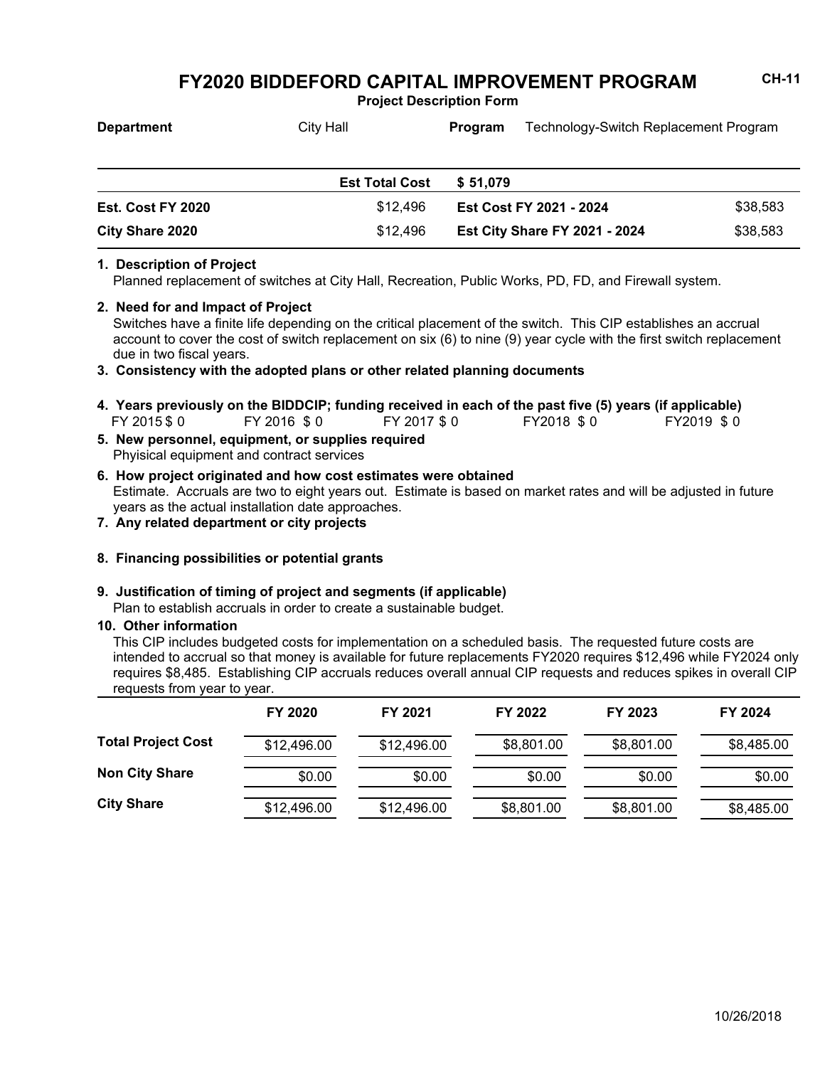# FY2020 BIDDEFORD CAPITAL IMPROVEMENT PROGRAM

CH-11

**Project Description Form**

**Department** City Hall **Program** Technology-Switch Replacement Program

| | Est Total Cost | $ 51,079 | |
|---|---|---|---|
| **Est. Cost FY 2020** | $12,496 | **Est Cost FY 2021 - 2024** | $38,583 |
| **City Share 2020** | $12,496 | **Est City Share FY 2021 - 2024** | $38,583 |

**1. Description of Project**

Planned replacement of switches at City Hall, Recreation, Public Works, PD, FD, and Firewall system.

**2. Need for and Impact of Project**

Switches have a finite life depending on the critical placement of the switch. This CIP establishes an accrual account to cover the cost of switch replacement on six (6) to nine (9) year cycle with the first switch replacement due in two fiscal years.

**3. Consistency with the adopted plans or other related planning documents**

**4. Years previously on the BIDDCIP; funding received in each of the past five (5) years (if applicable)**

FY 2015 $ 0 FY 2016 $ 0 FY 2017 $ 0 FY2018 $ 0 FY2019 $ 0

**5. New personnel, equipment, or supplies required**

Phyisical equipment and contract services

**6. How project originated and how cost estimates were obtained**

Estimate. Accruals are two to eight years out. Estimate is based on market rates and will be adjusted in future years as the actual installation date approaches.

**7. Any related department or city projects**

**8. Financing possibilities or potential grants**

**9. Justification of timing of project and segments (if applicable)**

Plan to establish accruals in order to create a sustainable budget.

**10. Other information**

This CIP includes budgeted costs for implementation on a scheduled basis. The requested future costs are intended to accrual so that money is available for future replacements FY2020 requires $12,496 while FY2024 only requires $8,485. Establishing CIP accruals reduces overall annual CIP requests and reduces spikes in overall CIP requests from year to year.

| | FY 2020 | FY 2021 | FY 2022 | FY 2023 | FY 2024 |
|---|---|---|---|---|---|
| **Total Project Cost** | $12,496.00 | $12,496.00 | $8,801.00 | $8,801.00 | $8,485.00 |
| **Non City Share** | $0.00 | $0.00 | $0.00 | $0.00 | $0.00 |
| **City Share** | $12,496.00 | $12,496.00 | $8,801.00 | $8,801.00 | $8,485.00 |

10/26/2018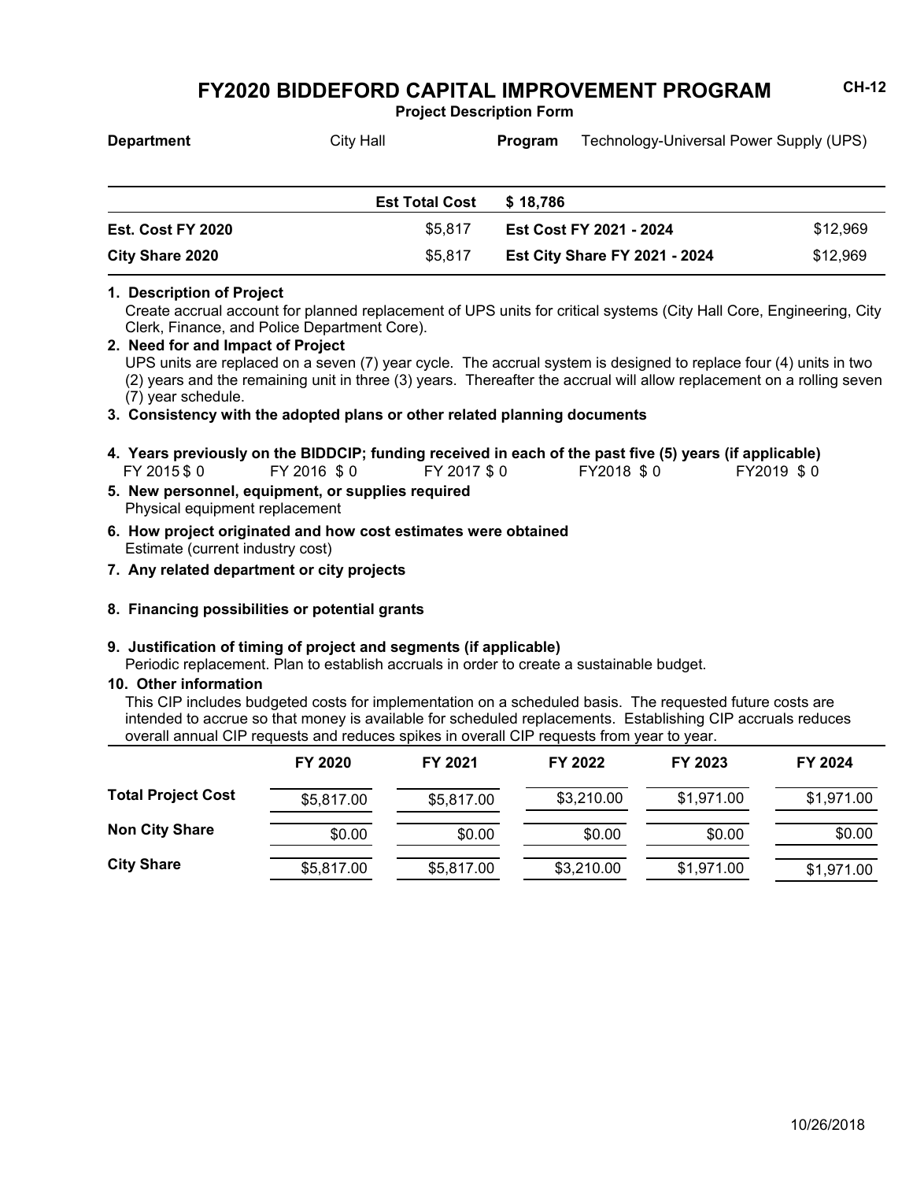# FY2020 BIDDEFORD CAPITAL IMPROVEMENT PROGRAM

**Project Description Form**

CH-12

**Department** City Hall **Program** Technology-Universal Power Supply (UPS)

| | | | |
|---|---|---|---|
| | **Est Total Cost** | **$ 18,786** | |
| **Est. Cost FY 2020** | $5,817 | **Est Cost FY 2021 - 2024** | $12,969 |
| **City Share 2020** | $5,817 | **Est City Share FY 2021 - 2024** | $12,969 |

**1. Description of Project**

Create accrual account for planned replacement of UPS units for critical systems (City Hall Core, Engineering, City Clerk, Finance, and Police Department Core).

**2. Need for and Impact of Project**

UPS units are replaced on a seven (7) year cycle. The accrual system is designed to replace four (4) units in two (2) years and the remaining unit in three (3) years. Thereafter the accrual will allow replacement on a rolling seven (7) year schedule.

**3. Consistency with the adopted plans or other related planning documents**

**4. Years previously on the BIDDCIP; funding received in each of the past five (5) years (if applicable)**

FY 2015 $ 0 FY 2016 $ 0 FY 2017 $ 0 FY2018 $ 0 FY2019 $ 0

**5. New personnel, equipment, or supplies required**

Physical equipment replacement

**6. How project originated and how cost estimates were obtained**

Estimate (current industry cost)

**7. Any related department or city projects**

**8. Financing possibilities or potential grants**

**9. Justification of timing of project and segments (if applicable)**

Periodic replacement. Plan to establish accruals in order to create a sustainable budget.

**10. Other information**

This CIP includes budgeted costs for implementation on a scheduled basis. The requested future costs are intended to accrue so that money is available for scheduled replacements. Establishing CIP accruals reduces overall annual CIP requests and reduces spikes in overall CIP requests from year to year.

| | FY 2020 | FY 2021 | FY 2022 | FY 2023 | FY 2024 |
|---|---|---|---|---|---|
| **Total Project Cost** | $5,817.00 | $5,817.00 | $3,210.00 | $1,971.00 | $1,971.00 |
| **Non City Share** | $0.00 | $0.00 | $0.00 | $0.00 | $0.00 |
| **City Share** | $5,817.00 | $5,817.00 | $3,210.00 | $1,971.00 | $1,971.00 |

10/26/2018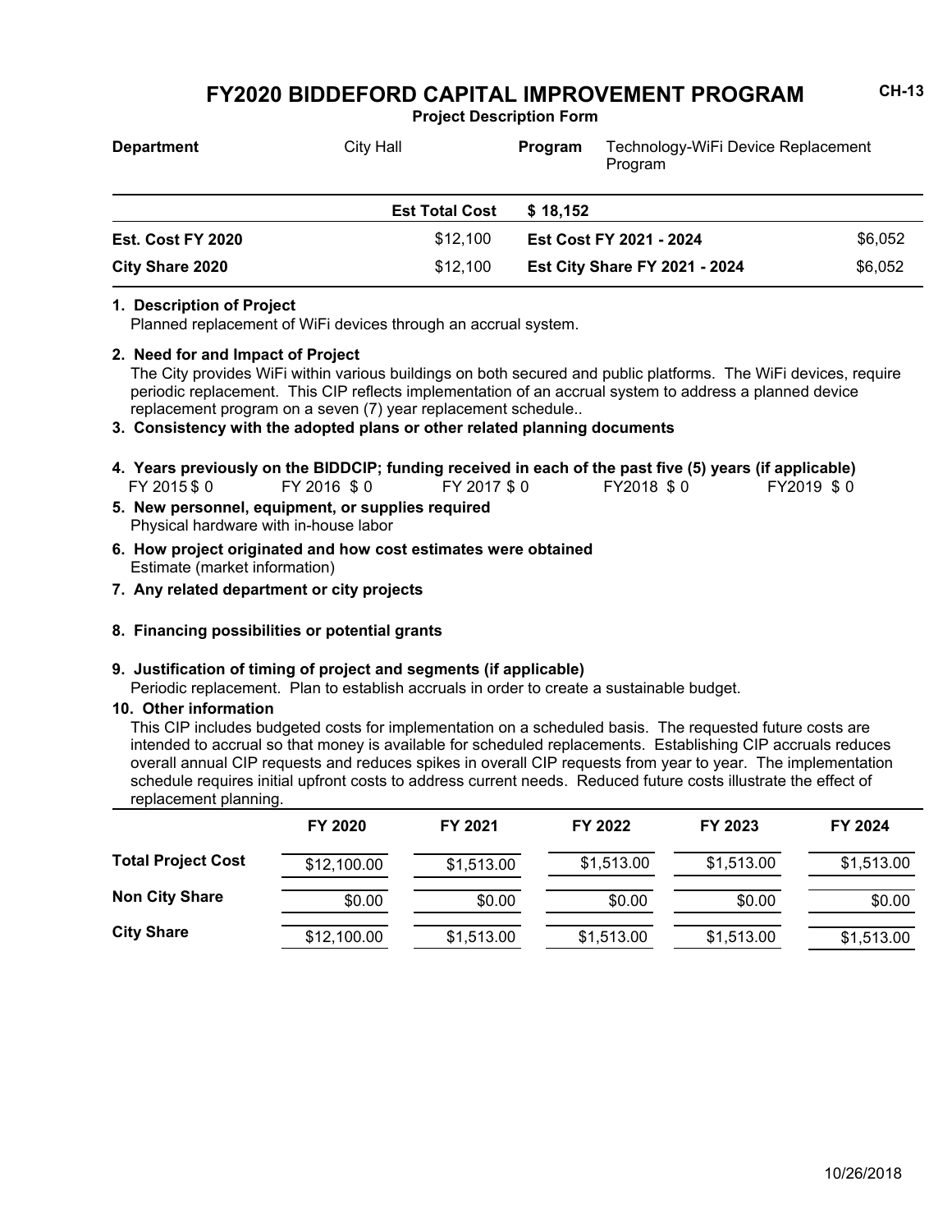# FY2020 BIDDEFORD CAPITAL IMPROVEMENT PROGRAM

CH-13

**Project Description Form**

| **Department** | City Hall | **Program** | Technology-WiFi Device Replacement Program |
|---|---|---|---|
| | **Est Total Cost** | **$ 18,152** | |
| **Est. Cost FY 2020** | $12,100 | **Est Cost FY 2021 - 2024** | $6,052 |
| **City Share 2020** | $12,100 | **Est City Share FY 2021 - 2024** | $6,052 |

**1. Description of Project**

Planned replacement of WiFi devices through an accrual system.

**2. Need for and Impact of Project**

The City provides WiFi within various buildings on both secured and public platforms. The WiFi devices, require periodic replacement. This CIP reflects implementation of an accrual system to address a planned device replacement program on a seven (7) year replacement schedule..

**3. Consistency with the adopted plans or other related planning documents**

**4. Years previously on the BIDDCIP; funding received in each of the past five (5) years (if applicable)**

FY 2015 $ 0 FY 2016 $ 0 FY 2017 $ 0 FY2018 $ 0 FY2019 $ 0

**5. New personnel, equipment, or supplies required**

Physical hardware with in-house labor

**6. How project originated and how cost estimates were obtained**

Estimate (market information)

**7. Any related department or city projects**

**8. Financing possibilities or potential grants**

**9. Justification of timing of project and segments (if applicable)**

Periodic replacement. Plan to establish accruals in order to create a sustainable budget.

**10. Other information**

This CIP includes budgeted costs for implementation on a scheduled basis. The requested future costs are intended to accrual so that money is available for scheduled replacements. Establishing CIP accruals reduces overall annual CIP requests and reduces spikes in overall CIP requests from year to year. The implementation schedule requires initial upfront costs to address current needs. Reduced future costs illustrate the effect of replacement planning.

| | FY 2020 | FY 2021 | FY 2022 | FY 2023 | FY 2024 |
|---|---|---|---|---|---|
| **Total Project Cost** | $12,100.00 | $1,513.00 | $1,513.00 | $1,513.00 | $1,513.00 |
| **Non City Share** | $0.00 | $0.00 | $0.00 | $0.00 | $0.00 |
| **City Share** | $12,100.00 | $1,513.00 | $1,513.00 | $1,513.00 | $1,513.00 |

10/26/2018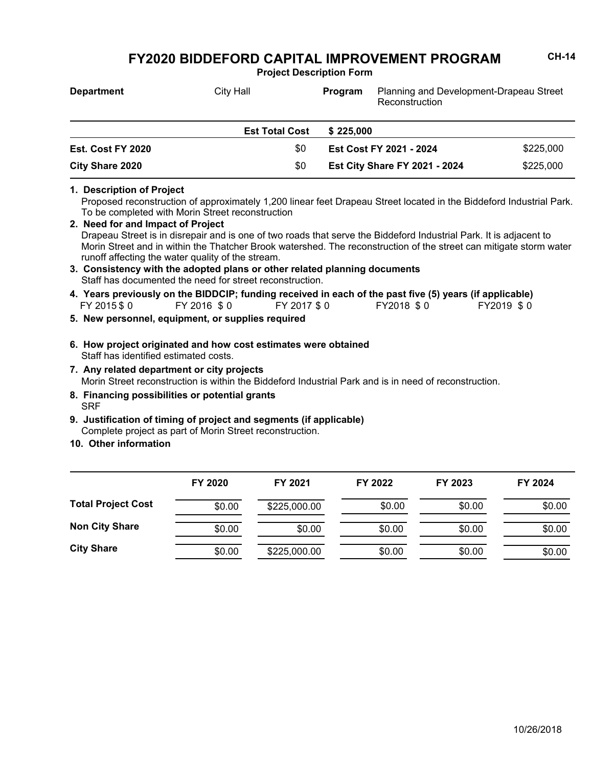# FY2020 BIDDEFORD CAPITAL IMPROVEMENT PROGRAM

CH-14

**Project Description Form**

| **Department** | City Hall | **Program** | Planning and Development-Drapeau Street Reconstruction |
|---|---|---|---|

| | **Est Total Cost** | **$ 225,000** | |
|---|---|---|---|
| **Est. Cost FY 2020** | $0 | **Est Cost FY 2021 - 2024** | $225,000 |
| **City Share 2020** | $0 | **Est City Share FY 2021 - 2024** | $225,000 |

**1. Description of Project**
Proposed reconstruction of approximately 1,200 linear feet Drapeau Street located in the Biddeford Industrial Park. To be completed with Morin Street reconstruction

**2. Need for and Impact of Project**
Drapeau Street is in disrepair and is one of two roads that serve the Biddeford Industrial Park. It is adjacent to Morin Street and in within the Thatcher Brook watershed. The reconstruction of the street can mitigate storm water runoff affecting the water quality of the stream.

**3. Consistency with the adopted plans or other related planning documents**
Staff has documented the need for street reconstruction.

**4. Years previously on the BIDDCIP; funding received in each of the past five (5) years (if applicable)**
FY 2015 $ 0 FY 2016 $ 0 FY 2017 $ 0 FY2018 $ 0 FY2019 $ 0

**5. New personnel, equipment, or supplies required**

**6. How project originated and how cost estimates were obtained**
Staff has identified estimated costs.

**7. Any related department or city projects**
Morin Street reconstruction is within the Biddeford Industrial Park and is in need of reconstruction.

**8. Financing possibilities or potential grants**
SRF

**9. Justification of timing of project and segments (if applicable)**
Complete project as part of Morin Street reconstruction.

**10. Other information**

| | FY 2020 | FY 2021 | FY 2022 | FY 2023 | FY 2024 |
|---|---|---|---|---|---|
| **Total Project Cost** | $0.00 | $225,000.00 | $0.00 | $0.00 | $0.00 |
| **Non City Share** | $0.00 | $0.00 | $0.00 | $0.00 | $0.00 |
| **City Share** | $0.00 | $225,000.00 | $0.00 | $0.00 | $0.00 |

10/26/2018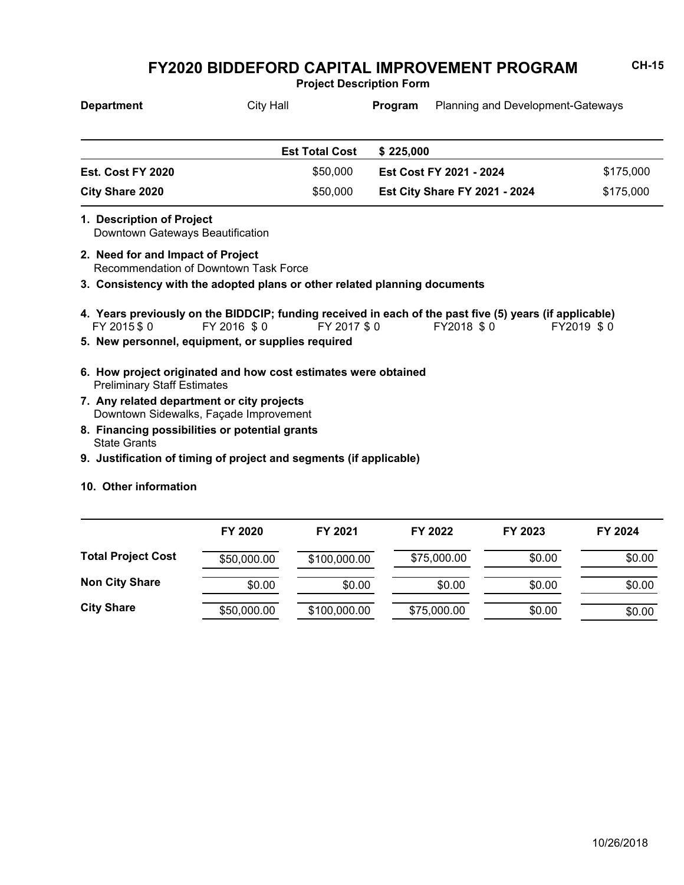# FY2020 BIDDEFORD CAPITAL IMPROVEMENT PROGRAM

**Project Description Form**

CH-15

**Department** City Hall **Program** Planning and Development-Gateways

| | Est Total Cost | $ 225,000 | |
|---|---|---|---|
| **Est. Cost FY 2020** | $50,000 | **Est Cost FY 2021 - 2024** | $175,000 |
| **City Share 2020** | $50,000 | **Est City Share FY 2021 - 2024** | $175,000 |

**1. Description of Project**
Downtown Gateways Beautification

**2. Need for and Impact of Project**
Recommendation of Downtown Task Force

**3. Consistency with the adopted plans or other related planning documents**

**4. Years previously on the BIDDCIP; funding received in each of the past five (5) years (if applicable)**
FY 2015 $ 0 FY 2016 $ 0 FY 2017 $ 0 FY2018 $ 0 FY2019 $ 0

**5. New personnel, equipment, or supplies required**

**6. How project originated and how cost estimates were obtained**
Preliminary Staff Estimates

**7. Any related department or city projects**
Downtown Sidewalks, Façade Improvement

**8. Financing possibilities or potential grants**
State Grants

**9. Justification of timing of project and segments (if applicable)**

**10. Other information**

| | FY 2020 | FY 2021 | FY 2022 | FY 2023 | FY 2024 |
|---|---|---|---|---|---|
| **Total Project Cost** | $50,000.00 | $100,000.00 | $75,000.00 | $0.00 | $0.00 |
| **Non City Share** | $0.00 | $0.00 | $0.00 | $0.00 | $0.00 |
| **City Share** | $50,000.00 | $100,000.00 | $75,000.00 | $0.00 | $0.00 |

10/26/2018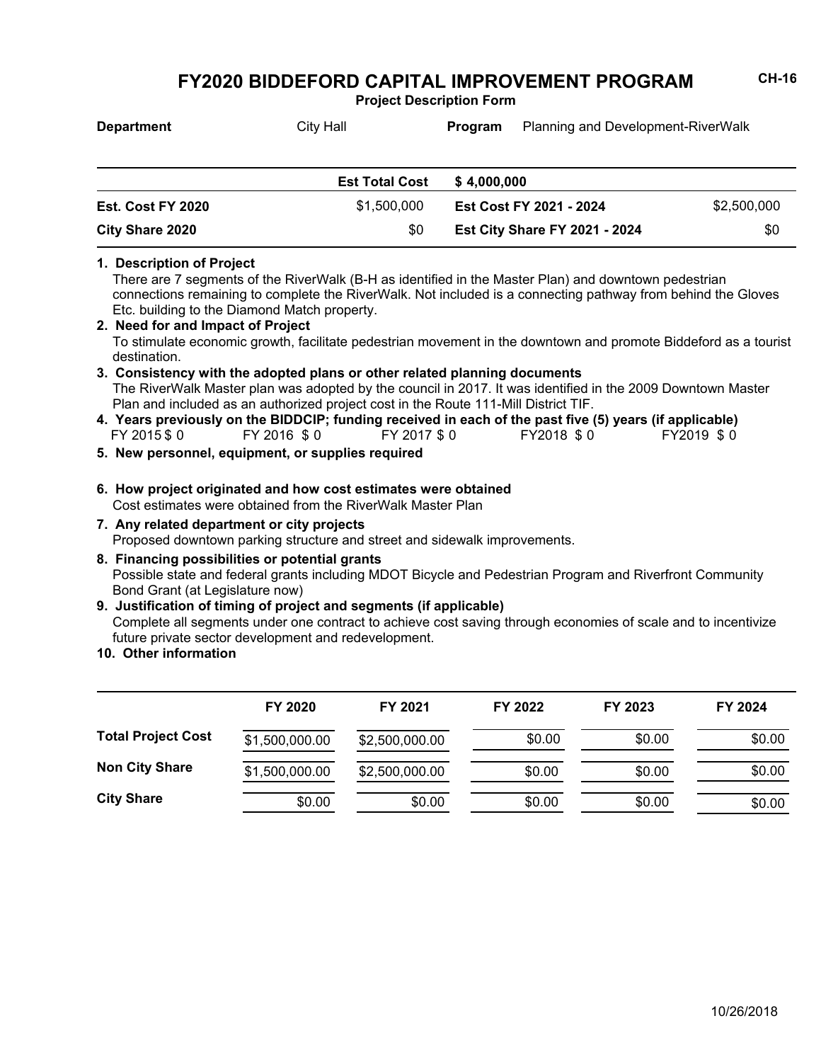# FY2020 BIDDEFORD CAPITAL IMPROVEMENT PROGRAM

CH-16

**Project Description Form**

| **Department** | City Hall | **Program** | Planning and Development-RiverWalk |
|---|---|---|---|

| | **Est Total Cost** | **$ 4,000,000** | |
|---|---|---|---|
| **Est. Cost FY 2020** | $1,500,000 | **Est Cost FY 2021 - 2024** | $2,500,000 |
| **City Share 2020** | $0 | **Est City Share FY 2021 - 2024** | $0 |

**1. Description of Project**
There are 7 segments of the RiverWalk (B-H as identified in the Master Plan) and downtown pedestrian connections remaining to complete the RiverWalk. Not included is a connecting pathway from behind the Gloves Etc. building to the Diamond Match property.

**2. Need for and Impact of Project**
To stimulate economic growth, facilitate pedestrian movement in the downtown and promote Biddeford as a tourist destination.

**3. Consistency with the adopted plans or other related planning documents**
The RiverWalk Master plan was adopted by the council in 2017. It was identified in the 2009 Downtown Master Plan and included as an authorized project cost in the Route 111-Mill District TIF.

**4. Years previously on the BIDDCIP; funding received in each of the past five (5) years (if applicable)**
FY 2015 $ 0 FY 2016 $ 0 FY 2017 $ 0 FY2018 $ 0 FY2019 $ 0

**5. New personnel, equipment, or supplies required**

**6. How project originated and how cost estimates were obtained**
Cost estimates were obtained from the RiverWalk Master Plan

**7. Any related department or city projects**
Proposed downtown parking structure and street and sidewalk improvements.

**8. Financing possibilities or potential grants**
Possible state and federal grants including MDOT Bicycle and Pedestrian Program and Riverfront Community Bond Grant (at Legislature now)

**9. Justification of timing of project and segments (if applicable)**
Complete all segments under one contract to achieve cost saving through economies of scale and to incentivize future private sector development and redevelopment.

**10. Other information**

| | FY 2020 | FY 2021 | FY 2022 | FY 2023 | FY 2024 |
|---|---|---|---|---|---|
| **Total Project Cost** | $1,500,000.00 | $2,500,000.00 | $0.00 | $0.00 | $0.00 |
| **Non City Share** | $1,500,000.00 | $2,500,000.00 | $0.00 | $0.00 | $0.00 |
| **City Share** | $0.00 | $0.00 | $0.00 | $0.00 | $0.00 |

10/26/2018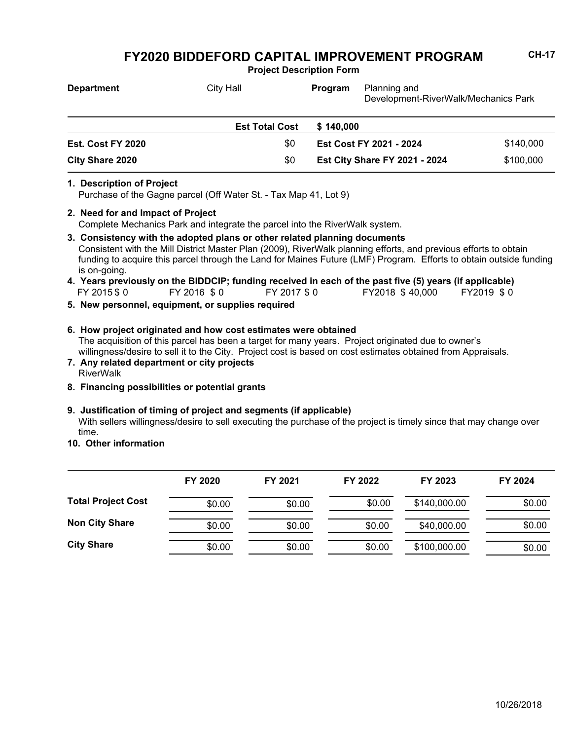# FY2020 BIDDEFORD CAPITAL IMPROVEMENT PROGRAM

CH-17

**Project Description Form**

| **Department** | City Hall | **Program** | Planning and Development-RiverWalk/Mechanics Park |
|---|---|---|---|

| | **Est Total Cost** | **$ 140,000** | |
|---|---|---|---|
| **Est. Cost FY 2020** | $0 | **Est Cost FY 2021 - 2024** | $140,000 |
| **City Share 2020** | $0 | **Est City Share FY 2021 - 2024** | $100,000 |

**1. Description of Project**
Purchase of the Gagne parcel (Off Water St. - Tax Map 41, Lot 9)

**2. Need for and Impact of Project**
Complete Mechanics Park and integrate the parcel into the RiverWalk system.

**3. Consistency with the adopted plans or other related planning documents**
Consistent with the Mill District Master Plan (2009), RiverWalk planning efforts, and previous efforts to obtain funding to acquire this parcel through the Land for Maines Future (LMF) Program. Efforts to obtain outside funding is on-going.

**4. Years previously on the BIDDCIP; funding received in each of the past five (5) years (if applicable)**
FY 2015 $ 0 FY 2016 $ 0 FY 2017 $ 0 FY2018 $ 40,000 FY2019 $ 0

**5. New personnel, equipment, or supplies required**

**6. How project originated and how cost estimates were obtained**
The acquisition of this parcel has been a target for many years. Project originated due to owner's willingness/desire to sell it to the City. Project cost is based on cost estimates obtained from Appraisals.

**7. Any related department or city projects**
RiverWalk

**8. Financing possibilities or potential grants**

**9. Justification of timing of project and segments (if applicable)**
With sellers willingness/desire to sell executing the purchase of the project is timely since that may change over time.

**10. Other information**

| | FY 2020 | FY 2021 | FY 2022 | FY 2023 | FY 2024 |
|---|---|---|---|---|---|
| **Total Project Cost** | $0.00 | $0.00 | $0.00 | $140,000.00 | $0.00 |
| **Non City Share** | $0.00 | $0.00 | $0.00 | $40,000.00 | $0.00 |
| **City Share** | $0.00 | $0.00 | $0.00 | $100,000.00 | $0.00 |

10/26/2018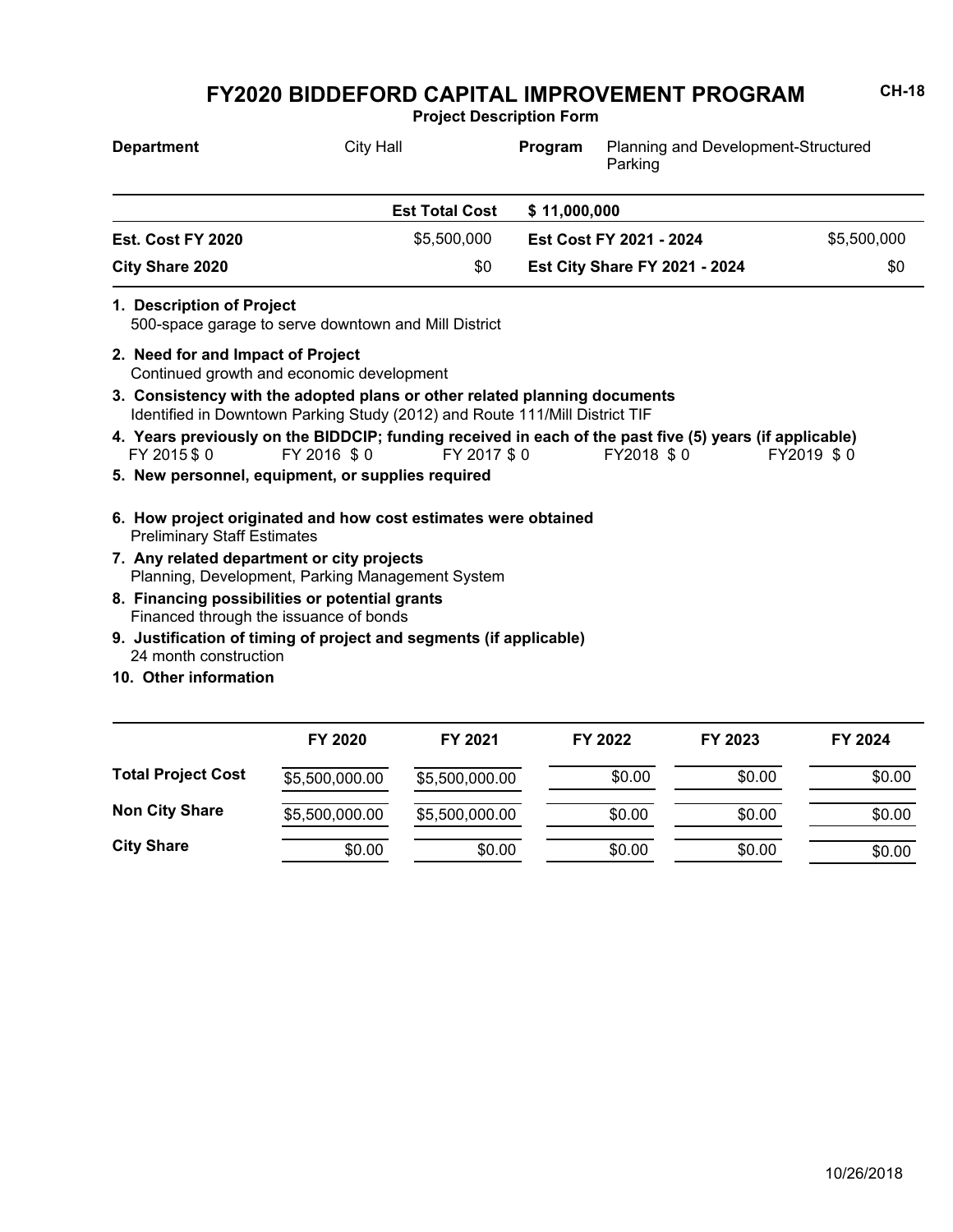# FY2020 BIDDEFORD CAPITAL IMPROVEMENT PROGRAM

**Project Description Form**

| | | | |
|---|---|---|---|
| **Department** | City Hall | **Program** | Planning and Development-Structured Parking |

| | | | |
|---|---|---|---|
| | **Est Total Cost** | **$ 11,000,000** | |
| **Est. Cost FY 2020** | $5,500,000 | **Est Cost FY 2021 - 2024** | $5,500,000 |
| **City Share 2020** | $0 | **Est City Share FY 2021 - 2024** | $0 |

**1. Description of Project**
500-space garage to serve downtown and Mill District

**2. Need for and Impact of Project**
Continued growth and economic development

**3. Consistency with the adopted plans or other related planning documents**
Identified in Downtown Parking Study (2012) and Route 111/Mill District TIF

**4. Years previously on the BIDDCIP; funding received in each of the past five (5) years (if applicable)**
FY 2015 $ 0 FY 2016 $ 0 FY 2017 $ 0 FY2018 $ 0 FY2019 $ 0

**5. New personnel, equipment, or supplies required**

**6. How project originated and how cost estimates were obtained**
Preliminary Staff Estimates

**7. Any related department or city projects**
Planning, Development, Parking Management System

**8. Financing possibilities or potential grants**
Financed through the issuance of bonds

**9. Justification of timing of project and segments (if applicable)**
24 month construction

**10. Other information**

| | FY 2020 | FY 2021 | FY 2022 | FY 2023 | FY 2024 |
|---|---|---|---|---|---|
| **Total Project Cost** | $5,500,000.00 | $5,500,000.00 | $0.00 | $0.00 | $0.00 |
| **Non City Share** | $5,500,000.00 | $5,500,000.00 | $0.00 | $0.00 | $0.00 |
| **City Share** | $0.00 | $0.00 | $0.00 | $0.00 | $0.00 |

10/26/2018